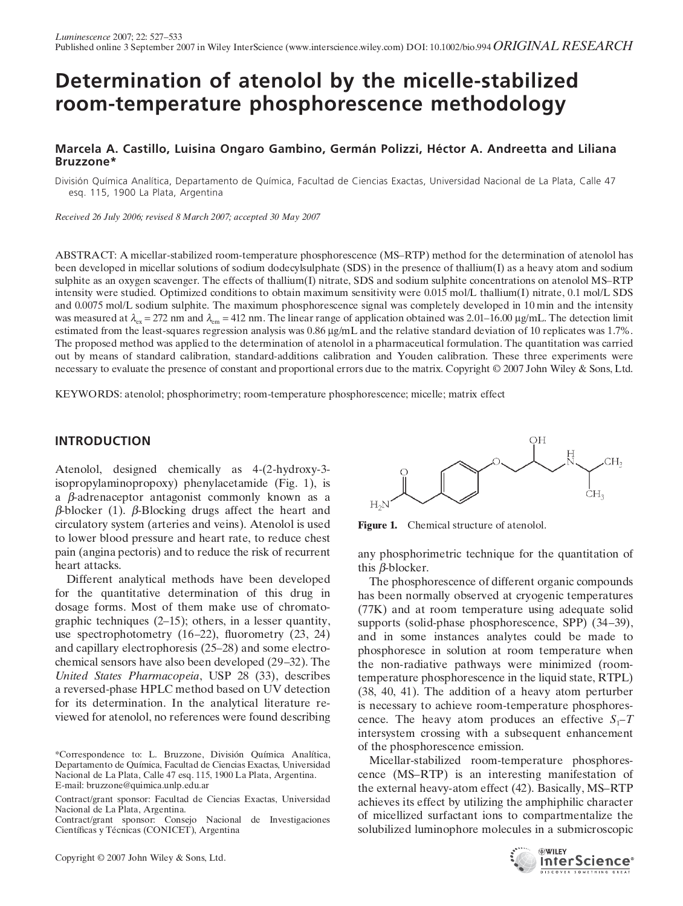ORIGINAL RESEARCH

# Determination of atenolol by the micelle-stabilized room-temperature phosphorescence methodology

**Marcela A. Castillo, Luisina Ongaro Gambino, Germán Polizzi, Héctor A. Andreetta and Liliana Bruzzone***

División Química Analítica, Departamento de Química, Facultad de Ciencias Exactas, Universidad Nacional de La Plata, Calle 47 esq. 115, 1900 La Plata, Argentina

*Received 26 July 2006; revised 8 March 2007; accepted 30 May 2007*

ABSTRACT: A micellar-stabilized room-temperature phosphorescence (MS–RTP) method for the determination of atenolol has been developed in micellar solutions of sodium dodecylsulphate (SDS) in the presence of thallium(I) as a heavy atom and sodium sulphite as an oxygen scavenger. The effects of thallium(I) nitrate, SDS and sodium sulphite concentrations on atenolol MS–RTP intensity were studied. Optimized conditions to obtain maximum sensitivity were 0.015 mol/L thallium(I) nitrate, 0.1 mol/L SDS and 0.0075 mol/L sodium sulphite. The maximum phosphorescence signal was completely developed in 10 min and the intensity was measured at $\lambda_{ex} = 272$ nm and $\lambda_{em} = 412$ nm. The linear range of application obtained was 2.01–16.00 μg/mL. The detection limit estimated from the least-squares regression analysis was 0.86 μg/mL and the relative standard deviation of 10 replicates was 1.7%. The proposed method was applied to the determination of atenolol in a pharmaceutical formulation. The quantitation was carried out by means of standard calibration, standard-additions calibration and Youden calibration. These three experiments were necessary to evaluate the presence of constant and proportional errors due to the matrix. Copyright © 2007 John Wiley & Sons, Ltd.

KEYWORDS: atenolol; phosphorimetry; room-temperature phosphorescence; micelle; matrix effect

## INTRODUCTION

Atenolol, designed chemically as 4-(2-hydroxy-3-isopropylaminopropoxy) phenylacetamide (Fig. 1), is a $\beta$-adrenaceptor antagonist commonly known as a $\beta$-blocker (1). $\beta$-Blocking drugs affect the heart and circulatory system (arteries and veins). Atenolol is used to lower blood pressure and heart rate, to reduce chest pain (angina pectoris) and to reduce the risk of recurrent heart attacks.

Different analytical methods have been developed for the quantitative determination of this drug in dosage forms. Most of them make use of chromatographic techniques (2–15); others, in a lesser quantity, use spectrophotometry (16–22), fluorometry (23, 24) and capillary electrophoresis (25–28) and some electrochemical sensors have also been developed (29–32). The *United States Pharmacopeia*, USP 28 (33), describes a reversed-phase HPLC method based on UV detection for its determination. In the analytical literature reviewed for atenolol, no references were found describing any phosphorimetric technique for the quantitation of this $\beta$-blocker.

**Figure 1.** Chemical structure of atenolol.

The phosphorescence of different organic compounds has been normally observed at cryogenic temperatures (77K) and at room temperature using adequate solid supports (solid-phase phosphorescence, SPP) (34–39), and in some instances analytes could be made to phosphoresce in solution at room temperature when the non-radiative pathways were minimized (room-temperature phosphorescence in the liquid state, RTPL) (38, 40, 41). The addition of a heavy atom perturber is necessary to achieve room-temperature phosphorescence. The heavy atom produces an effective $S_1$–$T$ intersystem crossing with a subsequent enhancement of the phosphorescence emission.

Micellar-stabilized room-temperature phosphorescence (MS–RTP) is an interesting manifestation of the external heavy-atom effect (42). Basically, MS–RTP achieves its effect by utilizing the amphiphilic character of micellized surfactant ions to compartmentalize the solubilized luminophore molecules in a submicroscopic

*Correspondence to: L. Bruzzone, División Química Analítica, Departamento de Química, Facultad de Ciencias Exactas, Universidad Nacional de La Plata, Calle 47 esq. 115, 1900 La Plata, Argentina. E-mail: bruzzone@quimica.unlp.edu.ar

Contract/grant sponsor: Facultad de Ciencias Exactas, Universidad Nacional de La Plata, Argentina.
Contract/grant sponsor: Consejo Nacional de Investigaciones Científicas y Técnicas (CONICET), Argentina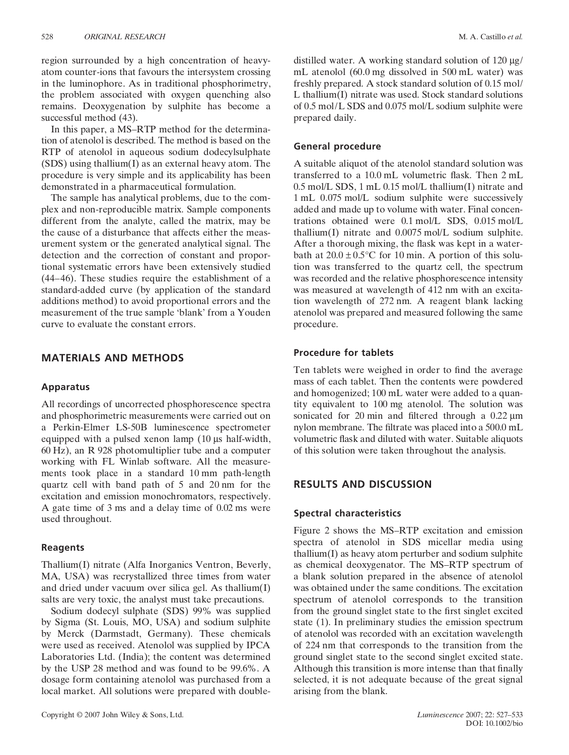region surrounded by a high concentration of heavy-atom counter-ions that favours the intersystem crossing in the luminophore. As in traditional phosphorimetry, the problem associated with oxygen quenching also remains. Deoxygenation by sulphite has become a successful method (43).

In this paper, a MS–RTP method for the determination of atenolol is described. The method is based on the RTP of atenolol in aqueous sodium dodecylsulphate (SDS) using thallium(I) as an external heavy atom. The procedure is very simple and its applicability has been demonstrated in a pharmaceutical formulation.

The sample has analytical problems, due to the complex and non-reproducible matrix. Sample components different from the analyte, called the matrix, may be the cause of a disturbance that affects either the measurement system or the generated analytical signal. The detection and the correction of constant and proportional systematic errors have been extensively studied (44–46). These studies require the establishment of a standard-added curve (by application of the standard additions method) to avoid proportional errors and the measurement of the true sample 'blank' from a Youden curve to evaluate the constant errors.

## MATERIALS AND METHODS

### Apparatus

All recordings of uncorrected phosphorescence spectra and phosphorimetric measurements were carried out on a Perkin-Elmer LS-50B luminescence spectrometer equipped with a pulsed xenon lamp (10 µs half-width, 60 Hz), an R 928 photomultiplier tube and a computer working with FL Winlab software. All the measurements took place in a standard 10 mm path-length quartz cell with band path of 5 and 20 nm for the excitation and emission monochromators, respectively. A gate time of 3 ms and a delay time of 0.02 ms were used throughout.

### Reagents

Thallium(I) nitrate (Alfa Inorganics Ventron, Beverly, MA, USA) was recrystallized three times from water and dried under vacuum over silica gel. As thallium(I) salts are very toxic, the analyst must take precautions.

Sodium dodecyl sulphate (SDS) 99% was supplied by Sigma (St. Louis, MO, USA) and sodium sulphite by Merck (Darmstadt, Germany). These chemicals were used as received. Atenolol was supplied by IPCA Laboratories Ltd. (India); the content was determined by the USP 28 method and was found to be 99.6%. A dosage form containing atenolol was purchased from a local market. All solutions were prepared with double-distilled water. A working standard solution of 120 µg/mL atenolol (60.0 mg dissolved in 500 mL water) was freshly prepared. A stock standard solution of 0.15 mol/L thallium(I) nitrate was used. Stock standard solutions of 0.5 mol/L SDS and 0.075 mol/L sodium sulphite were prepared daily.

### General procedure

A suitable aliquot of the atenolol standard solution was transferred to a 10.0 mL volumetric flask. Then 2 mL 0.5 mol/L SDS, 1 mL 0.15 mol/L thallium(I) nitrate and 1 mL 0.075 mol/L sodium sulphite were successively added and made up to volume with water. Final concentrations obtained were 0.1 mol/L SDS, 0.015 mol/L thallium(I) nitrate and 0.0075 mol/L sodium sulphite. After a thorough mixing, the flask was kept in a water-bath at 20.0 ± 0.5°C for 10 min. A portion of this solution was transferred to the quartz cell, the spectrum was recorded and the relative phosphorescence intensity was measured at wavelength of 412 nm with an excitation wavelength of 272 nm. A reagent blank lacking atenolol was prepared and measured following the same procedure.

### Procedure for tablets

Ten tablets were weighed in order to find the average mass of each tablet. Then the contents were powdered and homogenized; 100 mL water were added to a quantity equivalent to 100 mg atenolol. The solution was sonicated for 20 min and filtered through a 0.22 µm nylon membrane. The filtrate was placed into a 500.0 mL volumetric flask and diluted with water. Suitable aliquots of this solution were taken throughout the analysis.

## RESULTS AND DISCUSSION

### Spectral characteristics

Figure 2 shows the MS–RTP excitation and emission spectra of atenolol in SDS micellar media using thallium(I) as heavy atom perturber and sodium sulphite as chemical deoxygenator. The MS–RTP spectrum of a blank solution prepared in the absence of atenolol was obtained under the same conditions. The excitation spectrum of atenolol corresponds to the transition from the ground singlet state to the first singlet excited state (1). In preliminary studies the emission spectrum of atenolol was recorded with an excitation wavelength of 224 nm that corresponds to the transition from the ground singlet state to the second singlet excited state. Although this transition is more intense than that finally selected, it is not adequate because of the great signal arising from the blank.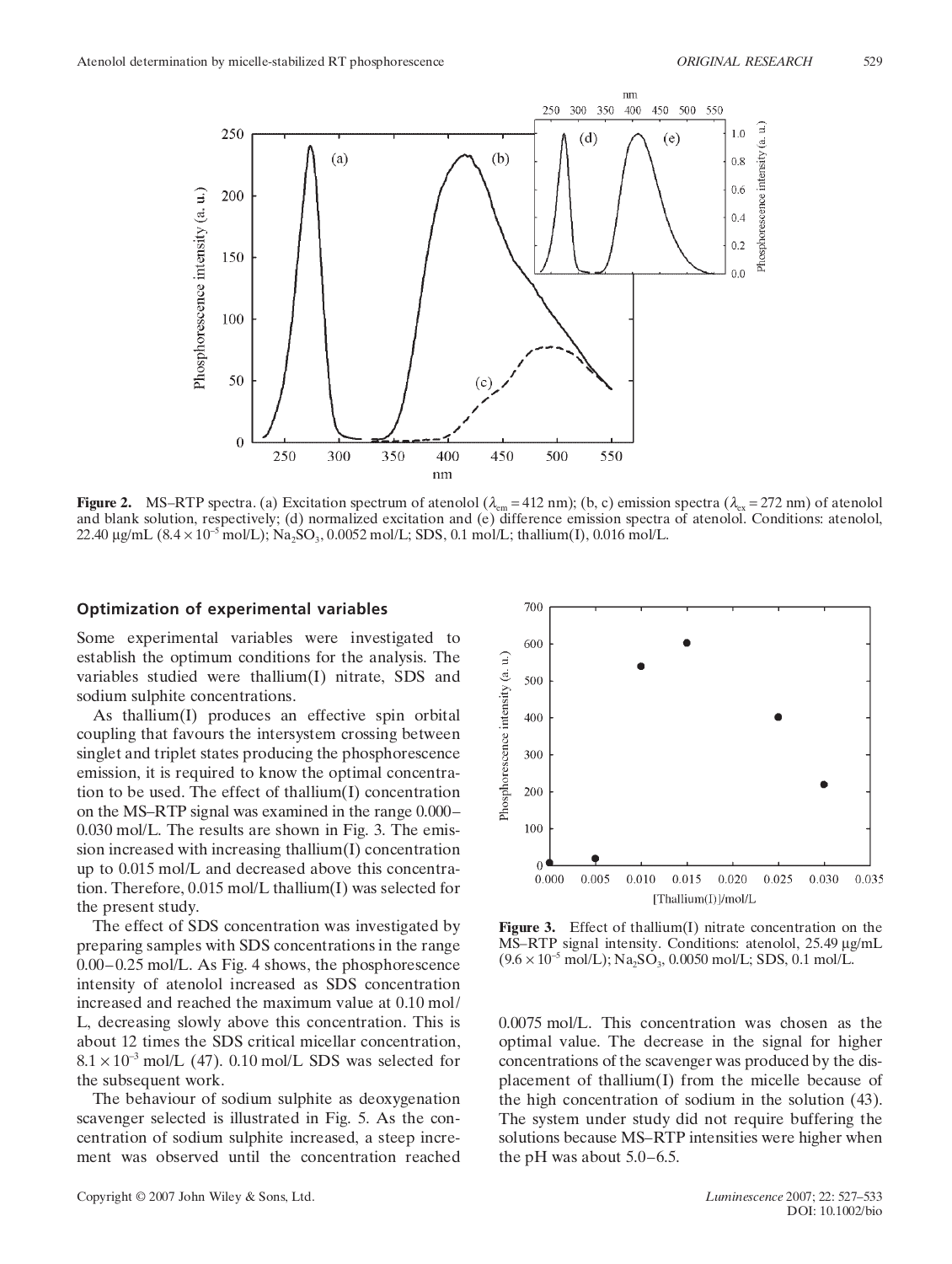**Figure 2.** MS–RTP spectra. (a) Excitation spectrum of atenolol ($\lambda_{em}$ = 412 nm); (b, c) emission spectra ($\lambda_{ex}$ = 272 nm) of atenolol and blank solution, respectively; (d) normalized excitation and (e) difference emission spectra of atenolol. Conditions: atenolol, 22.40 µg/mL ($8.4 \times 10^{-5}$ mol/L); $Na_2SO_3$, 0.0052 mol/L; SDS, 0.1 mol/L; thallium(I), 0.016 mol/L.

## Optimization of experimental variables

Some experimental variables were investigated to establish the optimum conditions for the analysis. The variables studied were thallium(I) nitrate, SDS and sodium sulphite concentrations.

As thallium(I) produces an effective spin orbital coupling that favours the intersystem crossing between singlet and triplet states producing the phosphorescence emission, it is required to know the optimal concentration to be used. The effect of thallium(I) concentration on the MS–RTP signal was examined in the range 0.000–0.030 mol/L. The results are shown in Fig. 3. The emission increased with increasing thallium(I) concentration up to 0.015 mol/L and decreased above this concentration. Therefore, 0.015 mol/L thallium(I) was selected for the present study.

The effect of SDS concentration was investigated by preparing samples with SDS concentrations in the range 0.00–0.25 mol/L. As Fig. 4 shows, the phosphorescence intensity of atenolol increased as SDS concentration increased and reached the maximum value at 0.10 mol/L, decreasing slowly above this concentration. This is about 12 times the SDS critical micellar concentration, $8.1 \times 10^{-3}$ mol/L (47). 0.10 mol/L SDS was selected for the subsequent work.

The behaviour of sodium sulphite as deoxygenation scavenger selected is illustrated in Fig. 5. As the concentration of sodium sulphite increased, a steep increment was observed until the concentration reached 0.0075 mol/L. This concentration was chosen as the optimal value. The decrease in the signal for higher concentrations of the scavenger was produced by the displacement of thallium(I) from the micelle because of the high concentration of sodium in the solution (43). The system under study did not require buffering the solutions because MS–RTP intensities were higher when the pH was about 5.0–6.5.

**Figure 3.** Effect of thallium(I) nitrate concentration on the MS–RTP signal intensity. Conditions: atenolol, 25.49 µg/mL ($9.6 \times 10^{-5}$ mol/L); $Na_2SO_3$, 0.0050 mol/L; SDS, 0.1 mol/L.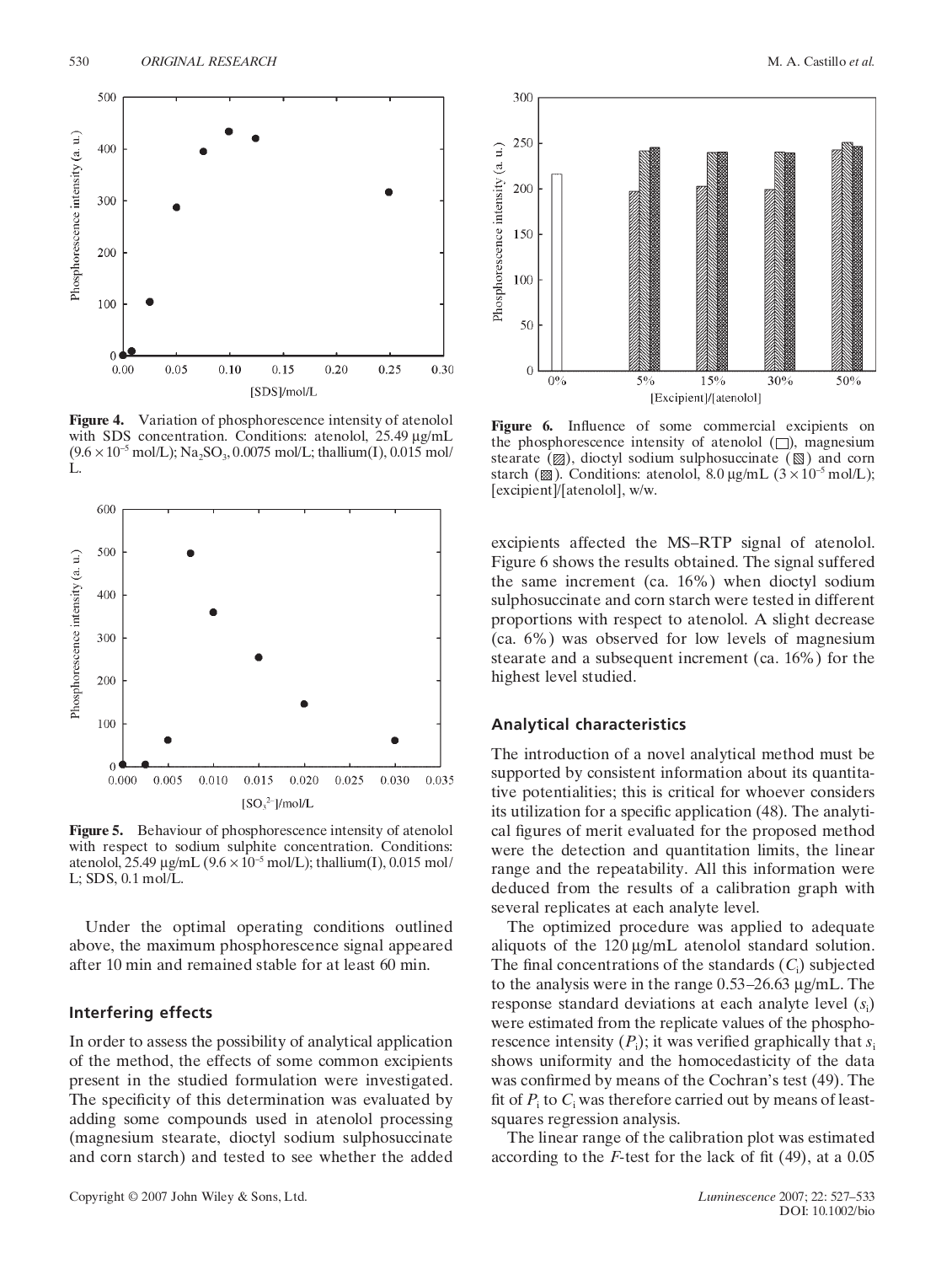**Figure 4.** Variation of phosphorescence intensity of atenolol with SDS concentration. Conditions: atenolol, 25.49 µg/mL ($9.6 \times 10^{-5}$ mol/L); $Na_2SO_3$, 0.0075 mol/L; thallium(I), 0.015 mol/L.

**Figure 5.** Behaviour of phosphorescence intensity of atenolol with respect to sodium sulphite concentration. Conditions: atenolol, 25.49 µg/mL ($9.6 \times 10^{-5}$ mol/L); thallium(I), 0.015 mol/L; SDS, 0.1 mol/L.

Under the optimal operating conditions outlined above, the maximum phosphorescence signal appeared after 10 min and remained stable for at least 60 min.

## Interfering effects

In order to assess the possibility of analytical application of the method, the effects of some common excipients present in the studied formulation were investigated. The specificity of this determination was evaluated by adding some compounds used in atenolol processing (magnesium stearate, dioctyl sodium sulphosuccinate and corn starch) and tested to see whether the added excipients affected the MS–RTP signal of atenolol. Figure 6 shows the results obtained. The signal suffered the same increment (ca. 16%) when dioctyl sodium sulphosuccinate and corn starch were tested in different proportions with respect to atenolol. A slight decrease (ca. 6%) was observed for low levels of magnesium stearate and a subsequent increment (ca. 16%) for the highest level studied.

**Figure 6.** Influence of some commercial excipients on the phosphorescence intensity of atenolol (□), magnesium stearate (▨), dioctyl sodium sulphosuccinate (▧) and corn starch (▩). Conditions: atenolol, 8.0 µg/mL ($3 \times 10^{-5}$ mol/L); [excipient]/[atenolol], w/w.

## Analytical characteristics

The introduction of a novel analytical method must be supported by consistent information about its quantitative potentialities; this is critical for whoever considers its utilization for a specific application (48). The analytical figures of merit evaluated for the proposed method were the detection and quantitation limits, the linear range and the repeatability. All this information were deduced from the results of a calibration graph with several replicates at each analyte level.

The optimized procedure was applied to adequate aliquots of the 120 µg/mL atenolol standard solution. The final concentrations of the standards ($C_i$) subjected to the analysis were in the range 0.53–26.63 µg/mL. The response standard deviations at each analyte level ($s_i$) were estimated from the replicate values of the phosphorescence intensity ($P_i$); it was verified graphically that $s_i$ shows uniformity and the homocedasticity of the data was confirmed by means of the Cochran's test (49). The fit of $P_i$ to $C_i$ was therefore carried out by means of least-squares regression analysis.

The linear range of the calibration plot was estimated according to the $F$-test for the lack of fit (49), at a 0.05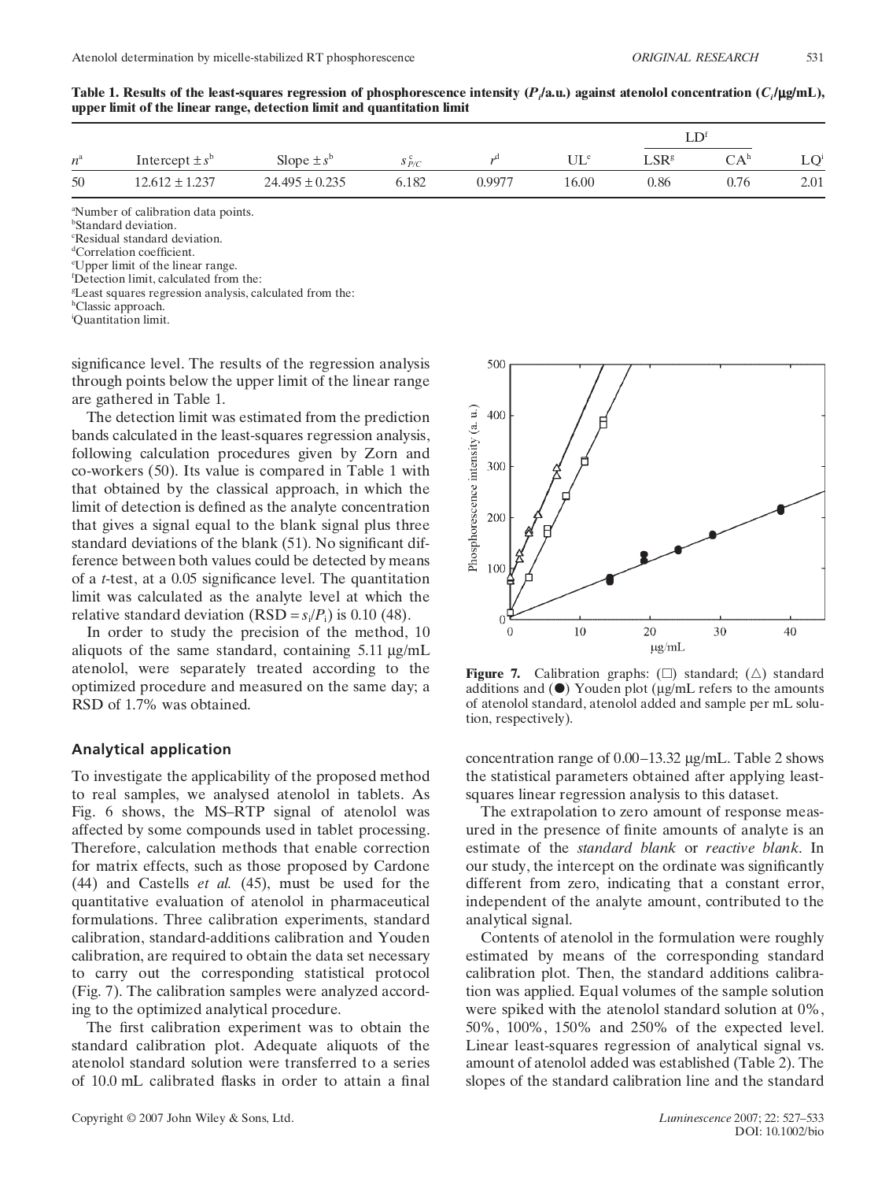**Table 1. Results of the least-squares regression of phosphorescence intensity ($P_i$/a.u.) against atenolol concentration ($C_i$/μg/mL), upper limit of the linear range, detection limit and quantitation limit**

| $n$[a] | Intercept ± $s$[b] | Slope ± $s$[b] | $s_{P/C}$[c] | $r$[d] | UL[e] | LD[f] | | LQ[i] |
|---|---|---|---|---|---|---|---|---|
| | | | | | | LSR[g] | CA[h] | |
| 50 | 12.612 ± 1.237 | 24.495 ± 0.235 | 6.182 | 0.9977 | 16.00 | 0.86 | 0.76 | 2.01 |

[a]Number of calibration data points.
[b]Standard deviation.
[c]Residual standard deviation.
[d]Correlation coefficient.
[e]Upper limit of the linear range.
[f]Detection limit, calculated from the:
[g]Least squares regression analysis, calculated from the:
[h]Classic approach.
[i]Quantitation limit.

significance level. The results of the regression analysis through points below the upper limit of the linear range are gathered in Table 1.

The detection limit was estimated from the prediction bands calculated in the least-squares regression analysis, following calculation procedures given by Zorn and co-workers (50). Its value is compared in Table 1 with that obtained by the classical approach, in which the limit of detection is defined as the analyte concentration that gives a signal equal to the blank signal plus three standard deviations of the blank (51). No significant difference between both values could be detected by means of a $t$-test, at a 0.05 significance level. The quantitation limit was calculated as the analyte level at which the relative standard deviation ($RSD = s_i/P_i$) is 0.10 (48).

In order to study the precision of the method, 10 aliquots of the same standard, containing 5.11 μg/mL atenolol, were separately treated according to the optimized procedure and measured on the same day; a RSD of 1.7% was obtained.

## Analytical application

To investigate the applicability of the proposed method to real samples, we analysed atenolol in tablets. As Fig. 6 shows, the MS–RTP signal of atenolol was affected by some compounds used in tablet processing. Therefore, calculation methods that enable correction for matrix effects, such as those proposed by Cardone (44) and Castells *et al.* (45), must be used for the quantitative evaluation of atenolol in pharmaceutical formulations. Three calibration experiments, standard calibration, standard-additions calibration and Youden calibration, are required to obtain the data set necessary to carry out the corresponding statistical protocol (Fig. 7). The calibration samples were analyzed according to the optimized analytical procedure.

The first calibration experiment was to obtain the standard calibration plot. Adequate aliquots of the atenolol standard solution were transferred to a series of 10.0 mL calibrated flasks in order to attain a final

**Figure 7.** Calibration graphs: (□) standard; (△) standard additions and (●) Youden plot (μg/mL refers to the amounts of atenolol standard, atenolol added and sample per mL solution, respectively).

concentration range of 0.00–13.32 μg/mL. Table 2 shows the statistical parameters obtained after applying least-squares linear regression analysis to this dataset.

The extrapolation to zero amount of response measured in the presence of finite amounts of analyte is an estimate of the *standard blank* or *reactive blank*. In our study, the intercept on the ordinate was significantly different from zero, indicating that a constant error, independent of the analyte amount, contributed to the analytical signal.

Contents of atenolol in the formulation were roughly estimated by means of the corresponding standard calibration plot. Then, the standard additions calibration was applied. Equal volumes of the sample solution were spiked with the atenolol standard solution at 0%, 50%, 100%, 150% and 250% of the expected level. Linear least-squares regression of analytical signal vs. amount of atenolol added was established (Table 2). The slopes of the standard calibration line and the standard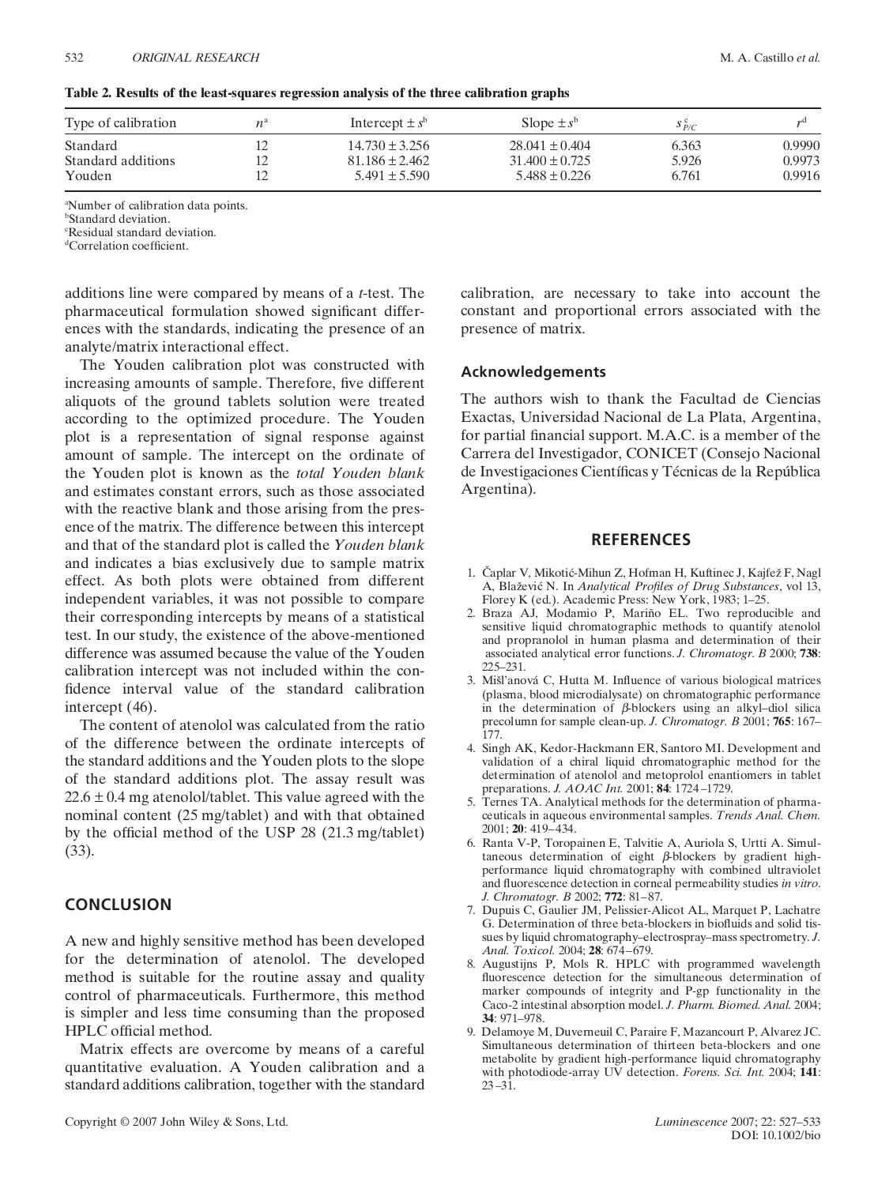**Table 2. Results of the least-squares regression analysis of the three calibration graphs**

| Type of calibration | $n$[a] | Intercept $\pm s$[b] | Slope $\pm s$[b] | $s_{P/C}$[c] | $r$[d] |
|---|---|---|---|---|---|
| Standard | 12 | 14.730 ± 3.256 | 28.041 ± 0.404 | 6.363 | 0.9990 |
| Standard additions | 12 | 81.186 ± 2.462 | 31.400 ± 0.725 | 5.926 | 0.9973 |
| Youden | 12 | 5.491 ± 5.590 | 5.488 ± 0.226 | 6.761 | 0.9916 |

[a]Number of calibration data points.
[b]Standard deviation.
[c]Residual standard deviation.
[d]Correlation coefficient.

additions line were compared by means of a *t*-test. The pharmaceutical formulation showed significant differences with the standards, indicating the presence of an analyte/matrix interactional effect.

The Youden calibration plot was constructed with increasing amounts of sample. Therefore, five different aliquots of the ground tablets solution were treated according to the optimized procedure. The Youden plot is a representation of signal response against amount of sample. The intercept on the ordinate of the Youden plot is known as the *total Youden blank* and estimates constant errors, such as those associated with the reactive blank and those arising from the presence of the matrix. The difference between this intercept and that of the standard plot is called the *Youden blank* and indicates a bias exclusively due to sample matrix effect. As both plots were obtained from different independent variables, it was not possible to compare their corresponding intercepts by means of a statistical test. In our study, the existence of the above-mentioned difference was assumed because the value of the Youden calibration intercept was not included within the confidence interval value of the standard calibration intercept (46).

The content of atenolol was calculated from the ratio of the difference between the ordinate intercepts of the standard additions and the Youden plots to the slope of the standard additions plot. The assay result was 22.6 ± 0.4 mg atenolol/tablet. This value agreed with the nominal content (25 mg/tablet) and with that obtained by the official method of the USP 28 (21.3 mg/tablet) (33).

## CONCLUSION

A new and highly sensitive method has been developed for the determination of atenolol. The developed method is suitable for the routine assay and quality control of pharmaceuticals. Furthermore, this method is simpler and less time consuming than the proposed HPLC official method.

Matrix effects are overcome by means of a careful quantitative evaluation. A Youden calibration and a standard additions calibration, together with the standard calibration, are necessary to take into account the constant and proportional errors associated with the presence of matrix.

### Acknowledgements

The authors wish to thank the Facultad de Ciencias Exactas, Universidad Nacional de La Plata, Argentina, for partial financial support. M.A.C. is a member of the Carrera del Investigador, CONICET (Consejo Nacional de Investigaciones Científicas y Técnicas de la República Argentina).

## REFERENCES

1. Čaplar V, Mikotić-Mihun Z, Hofman H, Kuftinec J, Kajfež F, Nagl A, Blažević N. In *Analytical Profiles of Drug Substances*, vol 13, Florey K (ed.). Academic Press: New York, 1983; 1–25.
2. Braza AJ, Modamio P, Mariño EL. Two reproducible and sensitive liquid chromatographic methods to quantify atenolol and propranolol in human plasma and determination of their associated analytical error functions. *J. Chromatogr. B* 2000; **738**: 225–231.
3. Mišl'anová C, Hutta M. Influence of various biological matrices (plasma, blood microdialysate) on chromatographic performance in the determination of β-blockers using an alkyl–diol silica precolumn for sample clean-up. *J. Chromatogr. B* 2001; **765**: 167–177.
4. Singh AK, Kedor-Hackmann ER, Santoro MI. Development and validation of a chiral liquid chromatographic method for the determination of atenolol and metoprolol enantiomers in tablet preparations. *J. AOAC Int.* 2001; **84**: 1724–1729.
5. Ternes TA. Analytical methods for the determination of pharmaceuticals in aqueous environmental samples. *Trends Anal. Chem.* 2001; **20**: 419–434.
6. Ranta V-P, Toropainen E, Talvitie A, Auriola S, Urtti A. Simultaneous determination of eight β-blockers by gradient high-performance liquid chromatography with combined ultraviolet and fluorescence detection in corneal permeability studies *in vitro*. *J. Chromatogr. B* 2002; **772**: 81–87.
7. Dupuis C, Gaulier JM, Pelissier-Alicot AL, Marquet P, Lachatre G. Determination of three beta-blockers in biofluids and solid tissues by liquid chromatography–electrospray–mass spectrometry. *J. Anal. Toxicol.* 2004; **28**: 674–679.
8. Augustijns P, Mols R. HPLC with programmed wavelength fluorescence detection for the simultaneous determination of marker compounds of integrity and P-gp functionality in the Caco-2 intestinal absorption model. *J. Pharm. Biomed. Anal.* 2004; **34**: 971–978.
9. Delamoye M, Duverneuil C, Paraire F, Mazancourt P, Alvarez JC. Simultaneous determination of thirteen beta-blockers and one metabolite by gradient high-performance liquid chromatography with photodiode-array UV detection. *Forens. Sci. Int.* 2004; **141**: 23–31.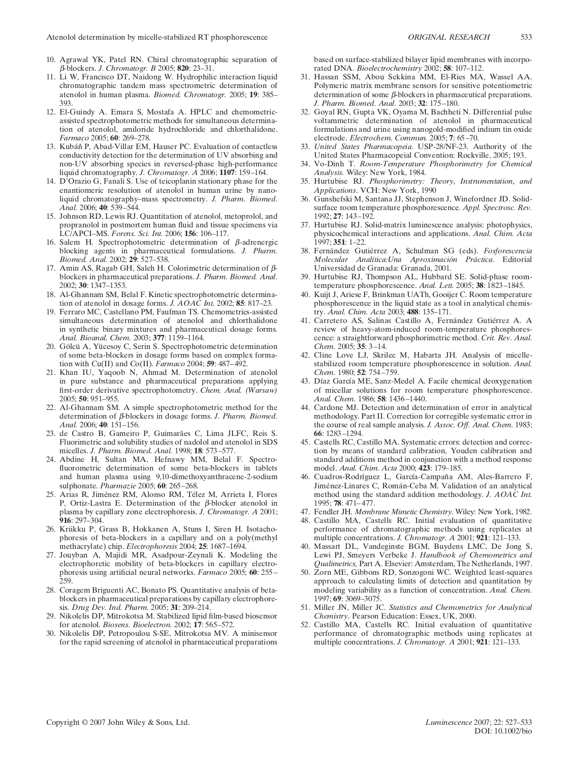10. Agrawal YK, Patel RN. Chiral chromatographic separation of β-blockers. *J. Chromatogr. B* 2005; **820**: 23–31.
11. Li W, Francisco DT, Naidong W. Hydrophilic interaction liquid chromatographic tandem mass spectrometric determination of atenolol in human plasma. *Biomed. Chromatogr.* 2005; **19**: 385–393.
12. El-Guindy A. Emara S, Mostafa A. HPLC and chemometric-assisted spectrophotometric methods for simultaneous determination of atenolol, amiloride hydrochloride and chlorthalidone. *Farmaco* 2005; **60**: 269–278.
13. Kubáň P, Abad-Villar EM, Hauser PC. Evaluation of contactless conductivity detection for the determination of UV absorbing and non-UV absorbing species in reversed-phase high-performance liquid chromatography. *J. Chromatogr. A* 2006; **1107**: 159–164.
14. D'Orazio G, Fanali S. Use of teicoplanin stationary phase for the enantiomeric resolution of atenolol in human urine by nano-liquid chromatography–mass spectrometry. *J. Pharm. Biomed. Anal.* 2006; **40**: 539–544.
15. Johnson RD, Lewis RJ. Quantitation of atenolol, metoprolol, and propranolol in postmortem human fluid and tissue specimens via LC/APCI–MS. *Forens. Sci. Int.* 2006; **156**: 106–117.
16. Salem H. Spectrophotometric determination of β-adrenergic blocking agents in pharmaceutical formulations. *J. Pharm. Biomed. Anal.* 2002; **29**: 527–538.
17. Amin AS, Ragab GH, Saleh H. Colorimetric determination of β-blockers in pharmaceutical preparations. *J. Pharm. Biomed. Anal.* 2002; **30**: 1347–1353.
18. Al-Ghannam SM, Belal F. Kinetic spectrophotometric determination of atenolol in dosage forms. *J. AOAC Int.* 2002; **85**: 817–23.
19. Ferraro MC, Castellano PM, Faufman TS. Chemometrics-assisted simultaneous determination of atenolol and chlorthalidone in synthetic binary mixtures and pharmaceutical dosage forms. *Anal. Bioanal. Chem.* 2003; **377**: 1159–1164.
20. Gölcü A, Yücesoy C, Serin S. Spectrophotometric determination of some beta-blockers in dosage forms based on complex formation with Cu(II) and Co(II). *Farmaco* 2004; **59**: 487–492.
21. Khan IU, Yaqoob N, Ahmad M. Determination of atenolol in pure substance and pharmaceutical preparations applying first-order derivative spectrophotometry. *Chem. Anal. (Warsaw)* 2005; **50**: 951–955.
22. Al-Ghannam SM. A simple spectrophotometric method for the determination of β-blockers in dosage forms. *J. Pharm. Biomed. Anal.* 2006; **40**: 151–156.
23. de Castro B, Gameiro P, Guimarães C, Lima JLFC, Reis S. Fluorimetric and solubility studies of nadolol and atenolol in SDS micelles. *J. Pharm. Biomed. Anal.* 1998; **18**: 573–577.
24. Abdine H, Sultan MA, Hefnawy MM, Belal F. Spectrofluorometric determination of some beta-blockers in tablets and human plasma using 9,10-dimethoxyanthracene-2-sodium sulphonate. *Pharmazie* 2005; **60**: 265–268.
25. Arias R, Jiménez RM, Alonso RM, Télez M, Arrieta I, Flores P, Ortiz-Lastra E. Determination of the β-blocker atenolol in plasma by capillary zone electrophoresis. *J. Chromatogr. A* 2001; **916**: 297–304.
26. Kriikku P, Grass B, Hokkanen A, Stuns I, Siren H. Isotachophoresis of beta-blockers in a capillary and on a poly(methyl methacrylate) chip. *Electrophoresis* 2004; **25**: 1687–1694.
27. Jouyban A, Majidi MR, Asadpour-Zeynali K. Modeling the electrophoretic mobility of beta-blockers in capillary electrophoresis using artificial neural networks. *Farmaco* 2005; **60**: 255–259.
28. Coragem Briguenti AC, Bonato PS. Quantitative analysis of beta-blockers in pharmaceutical preparations by capillary electrophoresis. *Drug Dev. Ind. Pharm.* 2005; **31**: 209–214.
29. Nikolelis DP, Mitrokotsa M. Stabilized lipid film-based biosensor for atenolol. *Biosens. Bioelectron.* 2002; **17**: 565–572.
30. Nikolelis DP, Petropoulou S-SE, Mitrokotsa MV. A minisensor for the rapid screening of atenolol in pharmaceutical preparations based on surface-stabilized bilayer lipid membranes with incorporated DNA. *Bioelectrochemistry* 2002; **58**: 107–112.
31. Hassan SSM, Abou Sekkina MM, El-Ries MA, Wassel AA. Polymeric matrix membrane sensors for sensitive potentiometric determination of some β-blockers in pharmaceutical preparations. *J. Pharm. Biomed. Anal.* 2003; **32**: 175–180.
32. Goyal RN, Gupta VK, Oyama M, Bachheti N. Differential pulse voltammetric determination of atenolol in pharmaceutical formulations and urine using nanogold-modified indium tin oxide electrode. *Electrochem. Commun.* 2005; **7**: 65–70.
33. *United States Pharmacopeia*. USP-28/NF-23. Authority of the United States Pharmacopeial Convention: Rockville, 2005; 193.
34. Vo-Dinh T. *Room-Temperature Phosphorimetry for Chemical Analysis.* Wiley: New York, 1984.
35. Hurtubise RJ. *Phosphorimetry: Theory, Instrumentation, and Applications*. VCH: New York, 1990
36. Gunshefski M, Santana JJ, Stephenson J, Winefordner JD. Solid-surface room temperature phosphorescence. *Appl. Spectrosc. Rev.* 1992; **27**: 143–192.
37. Hurtubise RJ. Solid-matrix luminescence analysis: photophysics, physicochemical interactions and applications. *Anal. Chim. Acta* 1997; **351**: 1–22.
38. Fernández Gutiérrez A, Schulman SG (eds). *Fosforescencia Molecular Analítica:Una Aproximación Práctica.* Editorial Universidad de Granada: Granada, 2001.
39. Hurtubise RJ, Thompson AL, Hubbard SE. Solid-phase room-temperature phosphorescence. *Anal. Lett.* 2005; **38**: 1823–1845.
40. Kuijt J, Ariese F, Brinkman UATh, Gooijer C. Room temperature phosphorescence in the liquid state as a tool in analytical chemistry. *Anal. Chim. Acta* 2003; **488**: 135–171.
41. Carretero AS, Salinas Castillo A, Fernández Gutiérrez A. A review of heavy-atom-induced room-temperature phosphorescence: a straightforward phosphorimetric method. *Crit. Rev. Anal. Chem.* 2005; **35**: 3–14.
42. Cline Love LJ, Skrilec M, Habarta JH. Analysis of micelle-stabilized room temperature phosphorescence in solution. *Anal. Chem.* 1980; **52**: 754–759.
43. Díaz García ME, Sanz-Medel A. Facile chemical deoxygenation of micellar solutions for room temperature phosphorescence. *Anal. Chem.* 1986; **58**: 1436–1440.
44. Cardone MJ. Detection and determination of error in analytical methodology. Part II. Correction for corregible systematic error in the course of real sample analysis. *J. Assoc. Off. Anal. Chem.* 1983; **66**: 1283–1294.
45. Castells RC, Castillo MA. Systematic errors: detection and correction by means of standard calibration, Youden calibration and standard additions method in conjunction with a method response model. *Anal. Chim. Acta* 2000; **423**: 179–185.
46. Cuadros-Rodríguez L, García-Campaña AM, Ales-Barrero F, Jiménez-Linares C, Román-Ceba M. Validation of an analytical method using the standard addition methodology. *J. AOAC Int.* 1995; **78**: 471–477.
47. Fendler JH. *Membrane Mimetic Chemistry*. Wiley: New York, 1982.
48. Castillo MA, Castells RC. Initial evaluation of quantitative performance of chromatographic methods using replicates at multiple concentrations. *J. Chromatogr. A* 2001; **921**: 121–133.
40. Massart DL, Vandeginste BGM, Buydens LMC, De Jong S, Lewi PJ, Smeyers Verbeke J. *Handbook of Chemometrics and Qualimetrics*, Part A. Elsevier: Amsterdam, The Netherlands, 1997.
50. Zorn ME, Gibbons RD, Sonzogoni WC. Weighted least-squares approach to calculating limits of detection and quantitation by modeling variability as a function of concentration. *Anal. Chem.* 1997; **69**: 3069–3075.
51. Miller JN, Miller JC. *Statistics and Chemometrics for Analytical Chemistry*. Pearson Education: Essex, UK, 2000.
52. Castillo MA, Castells RC. Initial evaluation of quantitative performance of chromatographic methods using replicates at multiple concentrations. *J. Chromatogr. A* 2001; **921**: 121–133.